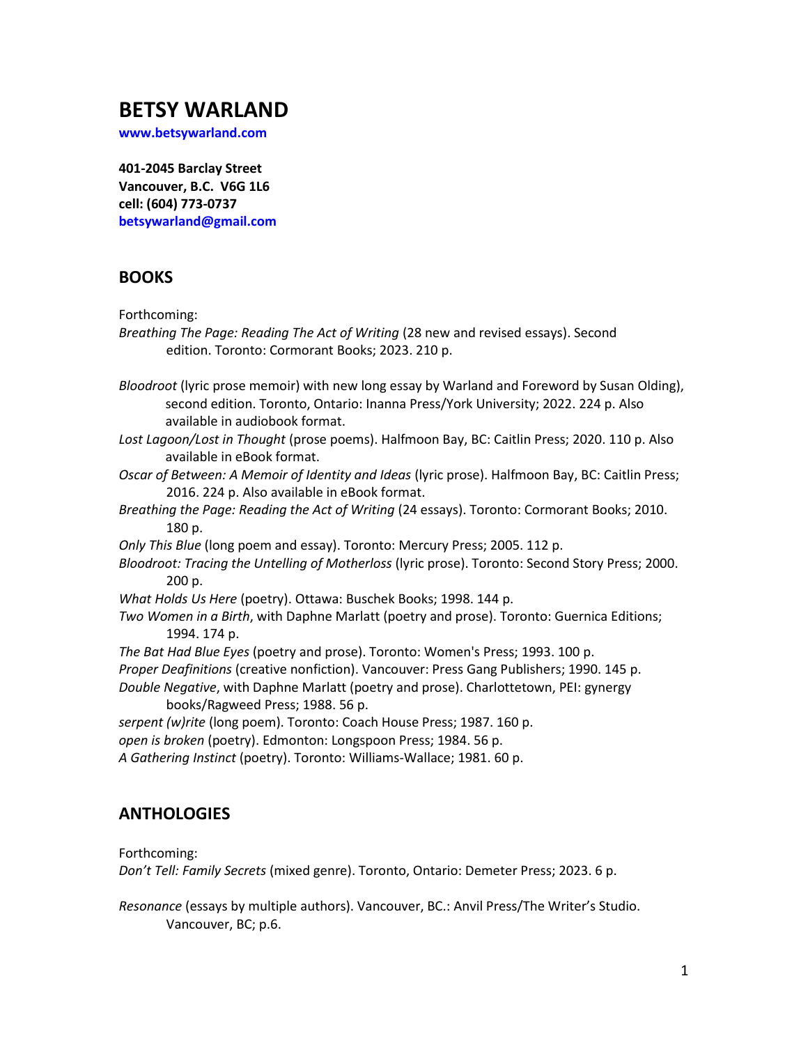# BETSY WARLAND

**www.betsywarland.com**

**401-2045 Barclay Street**
**Vancouver, B.C. V6G 1L6**
**cell: (604) 773-0737**
**betsywarland@gmail.com**

## BOOKS

Forthcoming:

*Breathing The Page: Reading The Act of Writing* (28 new and revised essays). Second edition. Toronto: Cormorant Books; 2023. 210 p.

*Bloodroot* (lyric prose memoir) with new long essay by Warland and Foreword by Susan Olding), second edition. Toronto, Ontario: Inanna Press/York University; 2022. 224 p. Also available in audiobook format.

*Lost Lagoon/Lost in Thought* (prose poems). Halfmoon Bay, BC: Caitlin Press; 2020. 110 p. Also available in eBook format.

*Oscar of Between: A Memoir of Identity and Ideas* (lyric prose). Halfmoon Bay, BC: Caitlin Press; 2016. 224 p. Also available in eBook format.

*Breathing the Page: Reading the Act of Writing* (24 essays). Toronto: Cormorant Books; 2010. 180 p.

*Only This Blue* (long poem and essay). Toronto: Mercury Press; 2005. 112 p.

*Bloodroot: Tracing the Untelling of Motherloss* (lyric prose). Toronto: Second Story Press; 2000. 200 p.

*What Holds Us Here* (poetry). Ottawa: Buschek Books; 1998. 144 p.

*Two Women in a Birth*, with Daphne Marlatt (poetry and prose). Toronto: Guernica Editions; 1994. 174 p.

*The Bat Had Blue Eyes* (poetry and prose). Toronto: Women's Press; 1993. 100 p.

*Proper Deafinitions* (creative nonfiction). Vancouver: Press Gang Publishers; 1990. 145 p.

*Double Negative*, with Daphne Marlatt (poetry and prose). Charlottetown, PEI: gynergy books/Ragweed Press; 1988. 56 p.

*serpent (w)rite* (long poem). Toronto: Coach House Press; 1987. 160 p.

*open is broken* (poetry). Edmonton: Longspoon Press; 1984. 56 p.

*A Gathering Instinct* (poetry). Toronto: Williams-Wallace; 1981. 60 p.

## ANTHOLOGIES

Forthcoming:

*Don't Tell: Family Secrets* (mixed genre). Toronto, Ontario: Demeter Press; 2023. 6 p.

*Resonance* (essays by multiple authors). Vancouver, BC.: Anvil Press/The Writer's Studio. Vancouver, BC; p.6.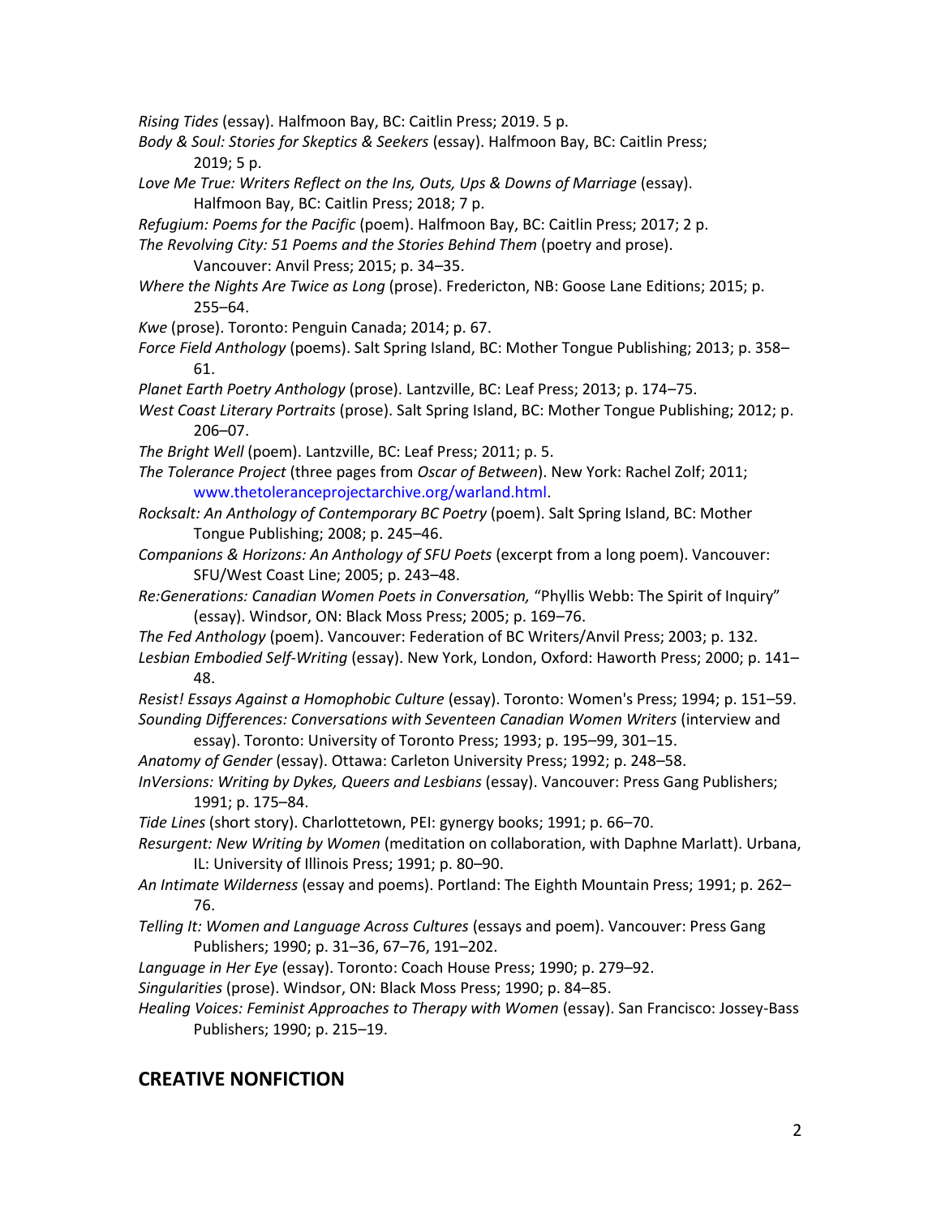*Rising Tides* (essay). Halfmoon Bay, BC: Caitlin Press; 2019. 5 p.

*Body & Soul: Stories for Skeptics & Seekers* (essay). Halfmoon Bay, BC: Caitlin Press; 2019; 5 p.

*Love Me True: Writers Reflect on the Ins, Outs, Ups & Downs of Marriage* (essay). Halfmoon Bay, BC: Caitlin Press; 2018; 7 p.

*Refugium: Poems for the Pacific* (poem). Halfmoon Bay, BC: Caitlin Press; 2017; 2 p.

*The Revolving City: 51 Poems and the Stories Behind Them* (poetry and prose). Vancouver: Anvil Press; 2015; p. 34–35.

*Where the Nights Are Twice as Long* (prose). Fredericton, NB: Goose Lane Editions; 2015; p. 255–64.

*Kwe* (prose). Toronto: Penguin Canada; 2014; p. 67.

*Force Field Anthology* (poems). Salt Spring Island, BC: Mother Tongue Publishing; 2013; p. 358–61.

*Planet Earth Poetry Anthology* (prose). Lantzville, BC: Leaf Press; 2013; p. 174–75.

*West Coast Literary Portraits* (prose). Salt Spring Island, BC: Mother Tongue Publishing; 2012; p. 206–07.

*The Bright Well* (poem). Lantzville, BC: Leaf Press; 2011; p. 5.

*The Tolerance Project* (three pages from *Oscar of Between*). New York: Rachel Zolf; 2011; www.thetoleranceprojectarchive.org/warland.html.

*Rocksalt: An Anthology of Contemporary BC Poetry* (poem). Salt Spring Island, BC: Mother Tongue Publishing; 2008; p. 245–46.

*Companions & Horizons: An Anthology of SFU Poets* (excerpt from a long poem). Vancouver: SFU/West Coast Line; 2005; p. 243–48.

*Re:Generations: Canadian Women Poets in Conversation,* "Phyllis Webb: The Spirit of Inquiry" (essay). Windsor, ON: Black Moss Press; 2005; p. 169–76.

*The Fed Anthology* (poem). Vancouver: Federation of BC Writers/Anvil Press; 2003; p. 132.

*Lesbian Embodied Self-Writing* (essay). New York, London, Oxford: Haworth Press; 2000; p. 141–48.

*Resist! Essays Against a Homophobic Culture* (essay). Toronto: Women's Press; 1994; p. 151–59.

*Sounding Differences: Conversations with Seventeen Canadian Women Writers* (interview and essay). Toronto: University of Toronto Press; 1993; p. 195–99, 301–15.

*Anatomy of Gender* (essay). Ottawa: Carleton University Press; 1992; p. 248–58.

*InVersions: Writing by Dykes, Queers and Lesbians* (essay). Vancouver: Press Gang Publishers; 1991; p. 175–84.

*Tide Lines* (short story). Charlottetown, PEI: gynergy books; 1991; p. 66–70.

*Resurgent: New Writing by Women* (meditation on collaboration, with Daphne Marlatt). Urbana, IL: University of Illinois Press; 1991; p. 80–90.

*An Intimate Wilderness* (essay and poems). Portland: The Eighth Mountain Press; 1991; p. 262–76.

*Telling It: Women and Language Across Cultures* (essays and poem). Vancouver: Press Gang Publishers; 1990; p. 31–36, 67–76, 191–202.

*Language in Her Eye* (essay). Toronto: Coach House Press; 1990; p. 279–92.

*Singularities* (prose). Windsor, ON: Black Moss Press; 1990; p. 84–85.

*Healing Voices: Feminist Approaches to Therapy with Women* (essay). San Francisco: Jossey-Bass Publishers; 1990; p. 215–19.

## CREATIVE NONFICTION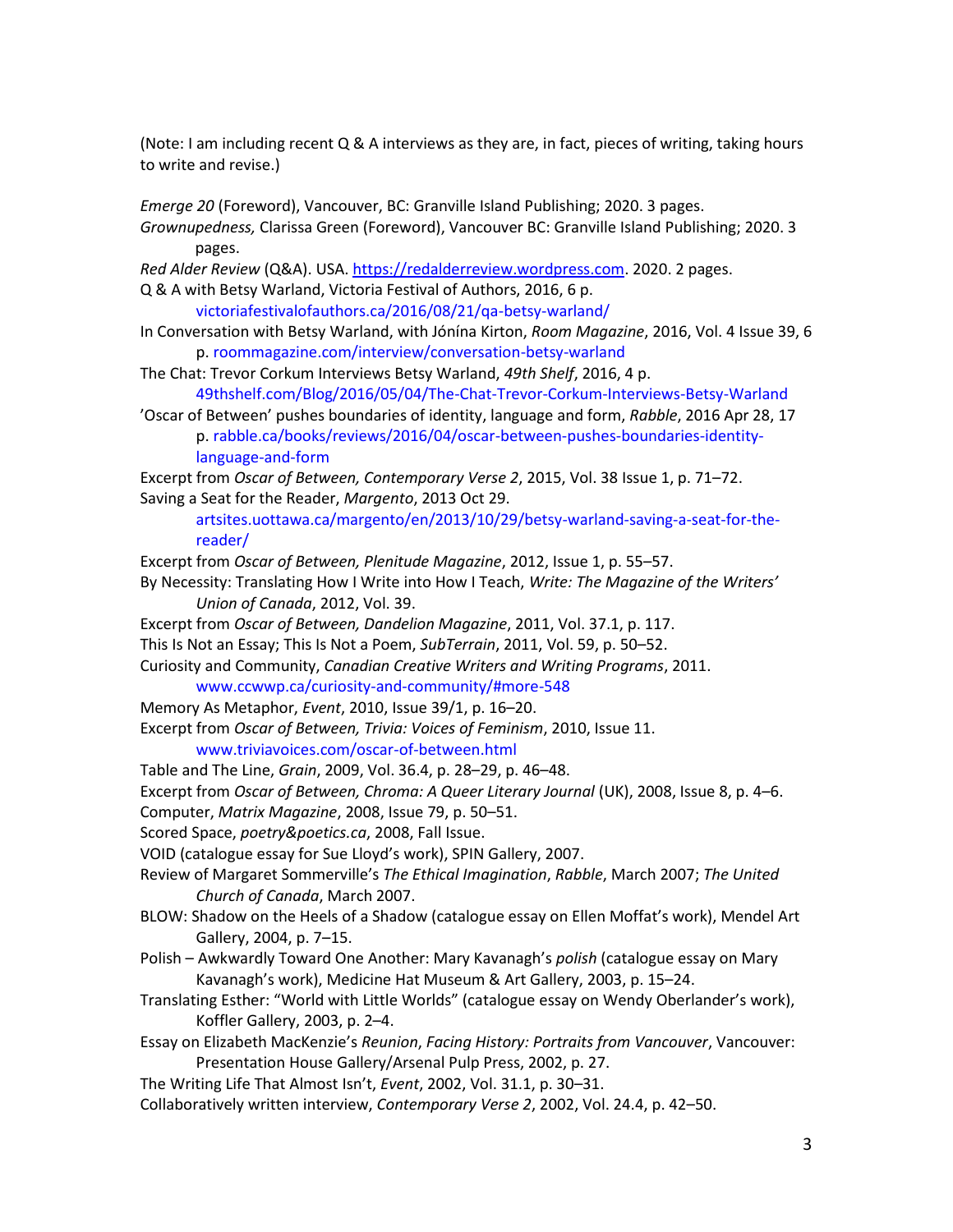(Note: I am including recent Q & A interviews as they are, in fact, pieces of writing, taking hours to write and revise.)

*Emerge 20* (Foreword), Vancouver, BC: Granville Island Publishing; 2020. 3 pages.

*Grownupedness,* Clarissa Green (Foreword), Vancouver BC: Granville Island Publishing; 2020. 3 pages.

*Red Alder Review* (Q&A). USA. https://redalderreview.wordpress.com. 2020. 2 pages.

Q & A with Betsy Warland, Victoria Festival of Authors, 2016, 6 p. victoriafestivalofauthors.ca/2016/08/21/qa-betsy-warland/

In Conversation with Betsy Warland, with Jónína Kirton, *Room Magazine*, 2016, Vol. 4 Issue 39, 6 p. roommagazine.com/interview/conversation-betsy-warland

The Chat: Trevor Corkum Interviews Betsy Warland, *49th Shelf*, 2016, 4 p. 49thshelf.com/Blog/2016/05/04/The-Chat-Trevor-Corkum-Interviews-Betsy-Warland

'Oscar of Between' pushes boundaries of identity, language and form, *Rabble*, 2016 Apr 28, 17 p. rabble.ca/books/reviews/2016/04/oscar-between-pushes-boundaries-identity-language-and-form

Excerpt from *Oscar of Between, Contemporary Verse 2*, 2015, Vol. 38 Issue 1, p. 71–72.

Saving a Seat for the Reader, *Margento*, 2013 Oct 29. artsites.uottawa.ca/margento/en/2013/10/29/betsy-warland-saving-a-seat-for-the-reader/

Excerpt from *Oscar of Between, Plenitude Magazine*, 2012, Issue 1, p. 55–57.

By Necessity: Translating How I Write into How I Teach, *Write: The Magazine of the Writers' Union of Canada*, 2012, Vol. 39.

Excerpt from *Oscar of Between, Dandelion Magazine*, 2011, Vol. 37.1, p. 117.

This Is Not an Essay; This Is Not a Poem, *SubTerrain*, 2011, Vol. 59, p. 50–52.

Curiosity and Community, *Canadian Creative Writers and Writing Programs*, 2011. www.ccwwp.ca/curiosity-and-community/#more-548

Memory As Metaphor, *Event*, 2010, Issue 39/1, p. 16–20.

Excerpt from *Oscar of Between, Trivia: Voices of Feminism*, 2010, Issue 11. www.triviavoices.com/oscar-of-between.html

Table and The Line, *Grain*, 2009, Vol. 36.4, p. 28–29, p. 46–48.

Excerpt from *Oscar of Between, Chroma: A Queer Literary Journal* (UK), 2008, Issue 8, p. 4–6.

Computer, *Matrix Magazine*, 2008, Issue 79, p. 50–51.

Scored Space, *poetry&poetics.ca*, 2008, Fall Issue.

VOID (catalogue essay for Sue Lloyd's work), SPIN Gallery, 2007.

Review of Margaret Sommerville's *The Ethical Imagination*, *Rabble*, March 2007; *The United Church of Canada*, March 2007.

BLOW: Shadow on the Heels of a Shadow (catalogue essay on Ellen Moffat's work), Mendel Art Gallery, 2004, p. 7–15.

Polish – Awkwardly Toward One Another: Mary Kavanagh's *polish* (catalogue essay on Mary Kavanagh's work), Medicine Hat Museum & Art Gallery, 2003, p. 15–24.

Translating Esther: "World with Little Worlds" (catalogue essay on Wendy Oberlander's work), Koffler Gallery, 2003, p. 2–4.

Essay on Elizabeth MacKenzie's *Reunion*, *Facing History: Portraits from Vancouver*, Vancouver: Presentation House Gallery/Arsenal Pulp Press, 2002, p. 27.

The Writing Life That Almost Isn't, *Event*, 2002, Vol. 31.1, p. 30–31.

Collaboratively written interview, *Contemporary Verse 2*, 2002, Vol. 24.4, p. 42–50.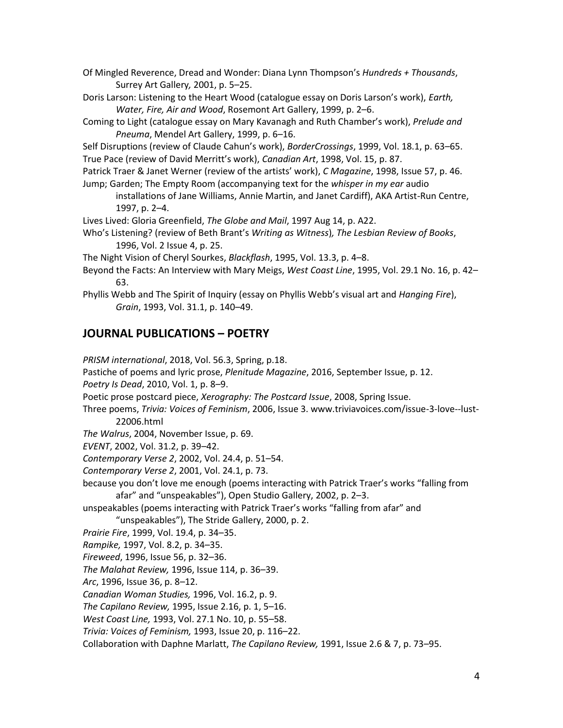Of Mingled Reverence, Dread and Wonder: Diana Lynn Thompson's *Hundreds + Thousands*, Surrey Art Gallery*,* 2001, p. 5–25.

Doris Larson: Listening to the Heart Wood (catalogue essay on Doris Larson's work), *Earth, Water, Fire, Air and Wood*, Rosemont Art Gallery, 1999, p. 2–6.

Coming to Light (catalogue essay on Mary Kavanagh and Ruth Chamber's work), *Prelude and Pneuma*, Mendel Art Gallery, 1999, p. 6–16.

Self Disruptions (review of Claude Cahun's work), *BorderCrossings*, 1999, Vol. 18.1, p. 63–65.

True Pace (review of David Merritt's work), *Canadian Art*, 1998, Vol. 15, p. 87.

Patrick Traer & Janet Werner (review of the artists' work), *C Magazine*, 1998, Issue 57, p. 46.

Jump; Garden; The Empty Room (accompanying text for the *whisper in my ear* audio installations of Jane Williams, Annie Martin, and Janet Cardiff), AKA Artist-Run Centre, 1997, p. 2–4.

Lives Lived: Gloria Greenfield, *The Globe and Mail*, 1997 Aug 14, p. A22.

Who's Listening? (review of Beth Brant's *Writing as Witness*)*, The Lesbian Review of Books*, 1996, Vol. 2 Issue 4, p. 25.

The Night Vision of Cheryl Sourkes, *Blackflash*, 1995, Vol. 13.3, p. 4–8.

Beyond the Facts: An Interview with Mary Meigs, *West Coast Line*, 1995, Vol. 29.1 No. 16, p. 42–63.

Phyllis Webb and The Spirit of Inquiry (essay on Phyllis Webb's visual art and *Hanging Fire*), *Grain*, 1993, Vol. 31.1, p. 140–49.

## JOURNAL PUBLICATIONS – POETRY

*PRISM international*, 2018, Vol. 56.3, Spring, p.18.

Pastiche of poems and lyric prose, *Plenitude Magazine*, 2016, September Issue, p. 12.

*Poetry Is Dead*, 2010, Vol. 1, p. 8–9.

Poetic prose postcard piece, *Xerography: The Postcard Issue*, 2008, Spring Issue.

Three poems, *Trivia: Voices of Feminism*, 2006, Issue 3. www.triviavoices.com/issue-3-love--lust-22006.html

*The Walrus*, 2004, November Issue, p. 69.

*EVENT*, 2002, Vol. 31.2, p. 39–42.

*Contemporary Verse 2*, 2002, Vol. 24.4, p. 51–54.

*Contemporary Verse 2*, 2001, Vol. 24.1, p. 73.

because you don't love me enough (poems interacting with Patrick Traer's works "falling from afar" and "unspeakables"), Open Studio Gallery, 2002, p. 2–3.

unspeakables (poems interacting with Patrick Traer's works "falling from afar" and "unspeakables"), The Stride Gallery, 2000, p. 2.

*Prairie Fire*, 1999, Vol. 19.4, p. 34–35.

*Rampike,* 1997, Vol. 8.2, p. 34–35.

*Fireweed*, 1996, Issue 56, p. 32–36.

*The Malahat Review,* 1996, Issue 114, p. 36–39.

*Arc*, 1996, Issue 36, p. 8–12.

*Canadian Woman Studies,* 1996, Vol. 16.2, p. 9.

*The Capilano Review,* 1995, Issue 2.16, p. 1, 5–16.

*West Coast Line,* 1993, Vol. 27.1 No. 10, p. 55–58.

*Trivia: Voices of Feminism,* 1993, Issue 20, p. 116–22.

Collaboration with Daphne Marlatt, *The Capilano Review,* 1991, Issue 2.6 & 7, p. 73–95.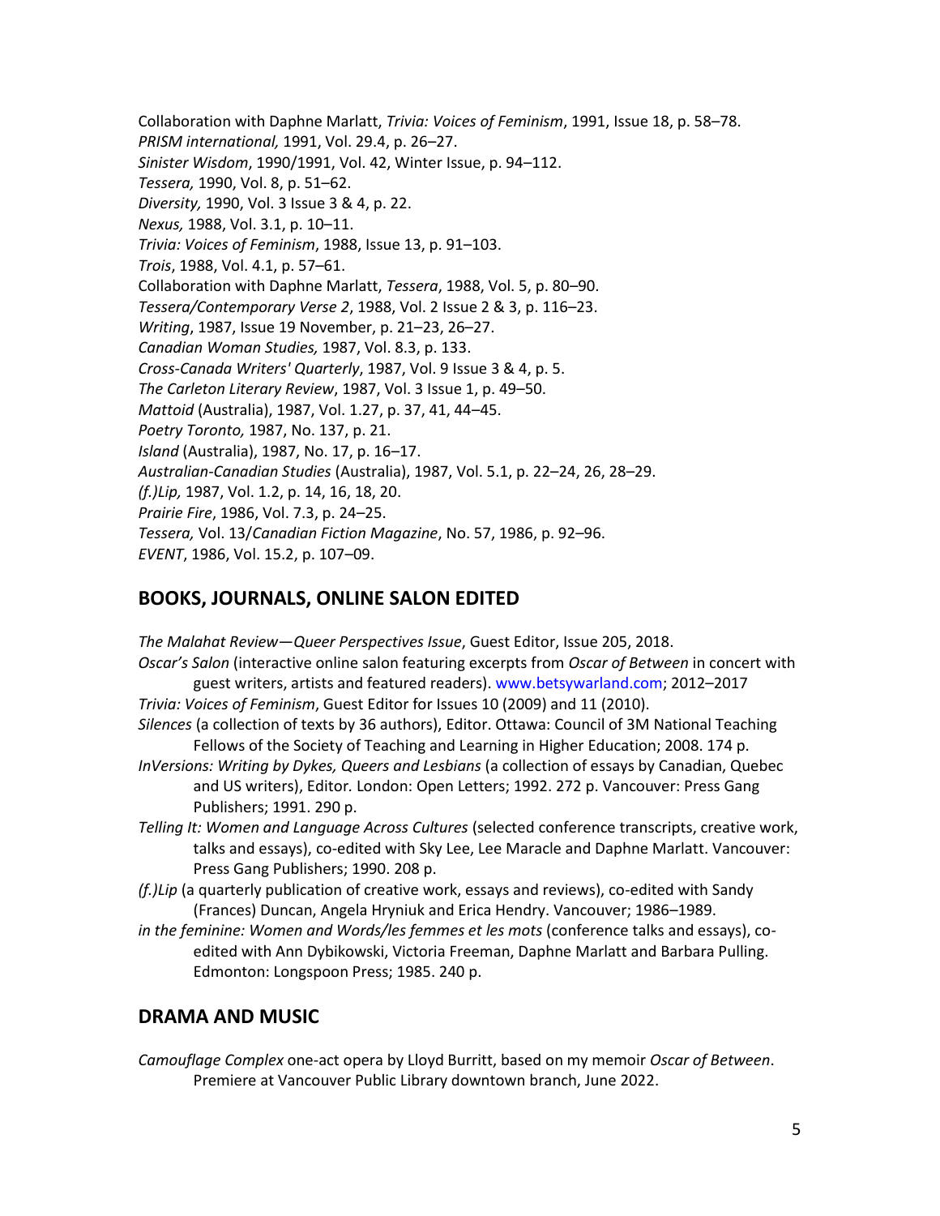Collaboration with Daphne Marlatt, *Trivia: Voices of Feminism*, 1991, Issue 18, p. 58–78.
*PRISM international,* 1991, Vol. 29.4, p. 26–27.
*Sinister Wisdom*, 1990/1991, Vol. 42, Winter Issue, p. 94–112.
*Tessera,* 1990, Vol. 8, p. 51–62.
*Diversity,* 1990, Vol. 3 Issue 3 & 4, p. 22.
*Nexus,* 1988, Vol. 3.1, p. 10–11.
*Trivia: Voices of Feminism*, 1988, Issue 13, p. 91–103.
*Trois*, 1988, Vol. 4.1, p. 57–61.
Collaboration with Daphne Marlatt, *Tessera*, 1988, Vol. 5, p. 80–90.
*Tessera/Contemporary Verse 2*, 1988, Vol. 2 Issue 2 & 3, p. 116–23.
*Writing*, 1987, Issue 19 November, p. 21–23, 26–27.
*Canadian Woman Studies,* 1987, Vol. 8.3, p. 133.
*Cross-Canada Writers' Quarterly*, 1987, Vol. 9 Issue 3 & 4, p. 5.
*The Carleton Literary Review*, 1987, Vol. 3 Issue 1, p. 49–50.
*Mattoid* (Australia), 1987, Vol. 1.27, p. 37, 41, 44–45.
*Poetry Toronto,* 1987, No. 137, p. 21.
*Island* (Australia), 1987, No. 17, p. 16–17.
*Australian-Canadian Studies* (Australia), 1987, Vol. 5.1, p. 22–24, 26, 28–29.
*(f.)Lip,* 1987, Vol. 1.2, p. 14, 16, 18, 20.
*Prairie Fire*, 1986, Vol. 7.3, p. 24–25.
*Tessera,* Vol. 13/*Canadian Fiction Magazine*, No. 57, 1986, p. 92–96.
*EVENT*, 1986, Vol. 15.2, p. 107–09.

## BOOKS, JOURNALS, ONLINE SALON EDITED

*The Malahat Review—Queer Perspectives Issue*, Guest Editor, Issue 205, 2018.
*Oscar's Salon* (interactive online salon featuring excerpts from *Oscar of Between* in concert with guest writers, artists and featured readers). www.betsywarland.com; 2012–2017
*Trivia: Voices of Feminism*, Guest Editor for Issues 10 (2009) and 11 (2010).
*Silences* (a collection of texts by 36 authors), Editor. Ottawa: Council of 3M National Teaching Fellows of the Society of Teaching and Learning in Higher Education; 2008. 174 p.
*InVersions: Writing by Dykes, Queers and Lesbians* (a collection of essays by Canadian, Quebec and US writers), Editor. London: Open Letters; 1992. 272 p. Vancouver: Press Gang Publishers; 1991. 290 p.
*Telling It: Women and Language Across Cultures* (selected conference transcripts, creative work, talks and essays), co-edited with Sky Lee, Lee Maracle and Daphne Marlatt. Vancouver: Press Gang Publishers; 1990. 208 p.
*(f.)Lip* (a quarterly publication of creative work, essays and reviews), co-edited with Sandy (Frances) Duncan, Angela Hryniuk and Erica Hendry. Vancouver; 1986–1989.
*in the feminine: Women and Words/les femmes et les mots* (conference talks and essays), co-edited with Ann Dybikowski, Victoria Freeman, Daphne Marlatt and Barbara Pulling. Edmonton: Longspoon Press; 1985. 240 p.

## DRAMA AND MUSIC

*Camouflage Complex* one-act opera by Lloyd Burritt, based on my memoir *Oscar of Between*. Premiere at Vancouver Public Library downtown branch, June 2022.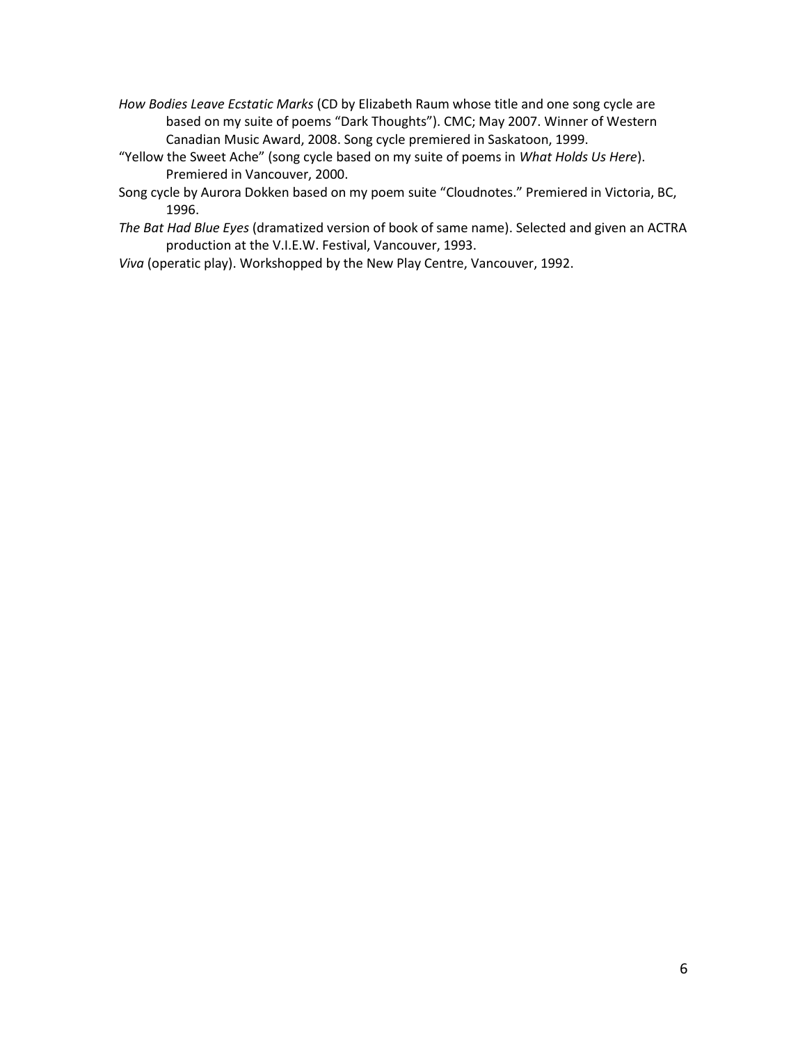*How Bodies Leave Ecstatic Marks* (CD by Elizabeth Raum whose title and one song cycle are based on my suite of poems "Dark Thoughts"). CMC; May 2007. Winner of Western Canadian Music Award, 2008. Song cycle premiered in Saskatoon, 1999.

"Yellow the Sweet Ache" (song cycle based on my suite of poems in *What Holds Us Here*). Premiered in Vancouver, 2000.

Song cycle by Aurora Dokken based on my poem suite "Cloudnotes." Premiered in Victoria, BC, 1996.

*The Bat Had Blue Eyes* (dramatized version of book of same name). Selected and given an ACTRA production at the V.I.E.W. Festival, Vancouver, 1993.

*Viva* (operatic play). Workshopped by the New Play Centre, Vancouver, 1992.